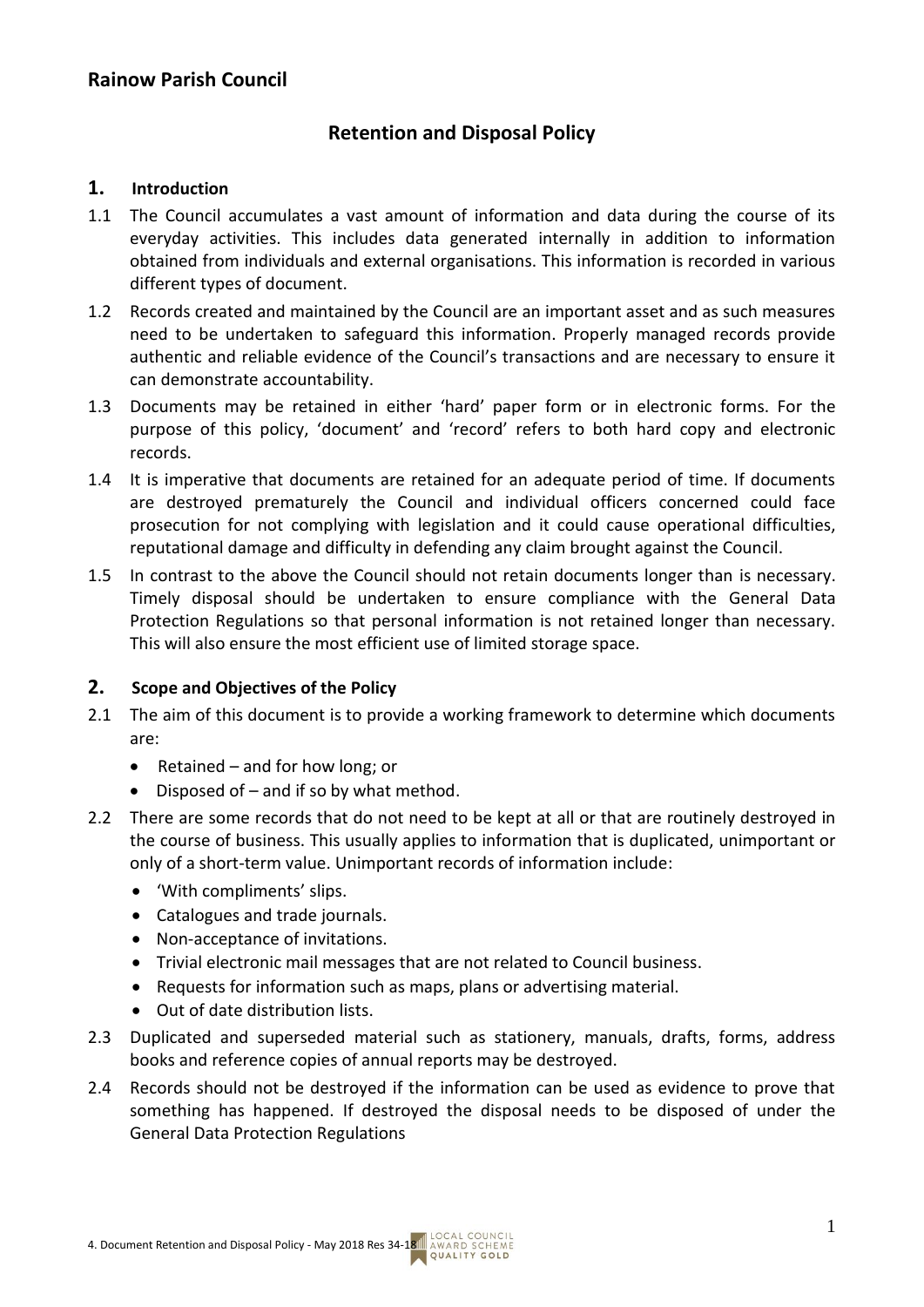# Rainow Parish Council

## Retention and Disposal Policy

### 1. Introduction

1.1 The Council accumulates a vast amount of information and data during the course of its everyday activities. This includes data generated internally in addition to information obtained from individuals and external organisations. This information is recorded in various different types of document.

1.2 Records created and maintained by the Council are an important asset and as such measures need to be undertaken to safeguard this information. Properly managed records provide authentic and reliable evidence of the Council's transactions and are necessary to ensure it can demonstrate accountability.

1.3 Documents may be retained in either 'hard' paper form or in electronic forms. For the purpose of this policy, 'document' and 'record' refers to both hard copy and electronic records.

1.4 It is imperative that documents are retained for an adequate period of time. If documents are destroyed prematurely the Council and individual officers concerned could face prosecution for not complying with legislation and it could cause operational difficulties, reputational damage and difficulty in defending any claim brought against the Council.

1.5 In contrast to the above the Council should not retain documents longer than is necessary. Timely disposal should be undertaken to ensure compliance with the General Data Protection Regulations so that personal information is not retained longer than necessary. This will also ensure the most efficient use of limited storage space.

### 2. Scope and Objectives of the Policy

2.1 The aim of this document is to provide a working framework to determine which documents are:

- Retained – and for how long; or
- Disposed of – and if so by what method.

2.2 There are some records that do not need to be kept at all or that are routinely destroyed in the course of business. This usually applies to information that is duplicated, unimportant or only of a short-term value. Unimportant records of information include:

- 'With compliments' slips.
- Catalogues and trade journals.
- Non-acceptance of invitations.
- Trivial electronic mail messages that are not related to Council business.
- Requests for information such as maps, plans or advertising material.
- Out of date distribution lists.

2.3 Duplicated and superseded material such as stationery, manuals, drafts, forms, address books and reference copies of annual reports may be destroyed.

2.4 Records should not be destroyed if the information can be used as evidence to prove that something has happened. If destroyed the disposal needs to be disposed of under the General Data Protection Regulations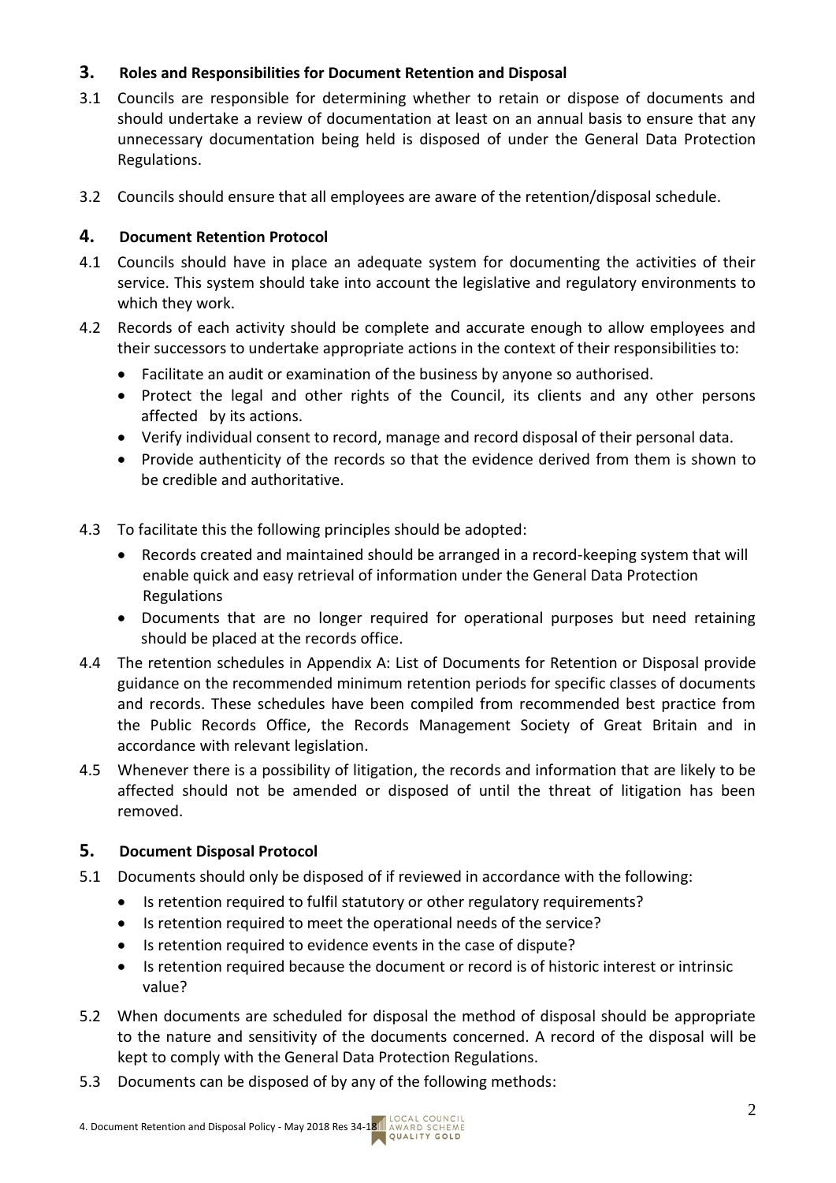## 3. Roles and Responsibilities for Document Retention and Disposal

3.1 Councils are responsible for determining whether to retain or dispose of documents and should undertake a review of documentation at least on an annual basis to ensure that any unnecessary documentation being held is disposed of under the General Data Protection Regulations.

3.2 Councils should ensure that all employees are aware of the retention/disposal schedule.

## 4. Document Retention Protocol

4.1 Councils should have in place an adequate system for documenting the activities of their service. This system should take into account the legislative and regulatory environments to which they work.

4.2 Records of each activity should be complete and accurate enough to allow employees and their successors to undertake appropriate actions in the context of their responsibilities to:

- Facilitate an audit or examination of the business by anyone so authorised.
- Protect the legal and other rights of the Council, its clients and any other persons affected by its actions.
- Verify individual consent to record, manage and record disposal of their personal data.
- Provide authenticity of the records so that the evidence derived from them is shown to be credible and authoritative.

4.3 To facilitate this the following principles should be adopted:

- Records created and maintained should be arranged in a record-keeping system that will enable quick and easy retrieval of information under the General Data Protection Regulations
- Documents that are no longer required for operational purposes but need retaining should be placed at the records office.

4.4 The retention schedules in Appendix A: List of Documents for Retention or Disposal provide guidance on the recommended minimum retention periods for specific classes of documents and records. These schedules have been compiled from recommended best practice from the Public Records Office, the Records Management Society of Great Britain and in accordance with relevant legislation.

4.5 Whenever there is a possibility of litigation, the records and information that are likely to be affected should not be amended or disposed of until the threat of litigation has been removed.

## 5. Document Disposal Protocol

5.1 Documents should only be disposed of if reviewed in accordance with the following:

- Is retention required to fulfil statutory or other regulatory requirements?
- Is retention required to meet the operational needs of the service?
- Is retention required to evidence events in the case of dispute?
- Is retention required because the document or record is of historic interest or intrinsic value?

5.2 When documents are scheduled for disposal the method of disposal should be appropriate to the nature and sensitivity of the documents concerned. A record of the disposal will be kept to comply with the General Data Protection Regulations.

5.3 Documents can be disposed of by any of the following methods: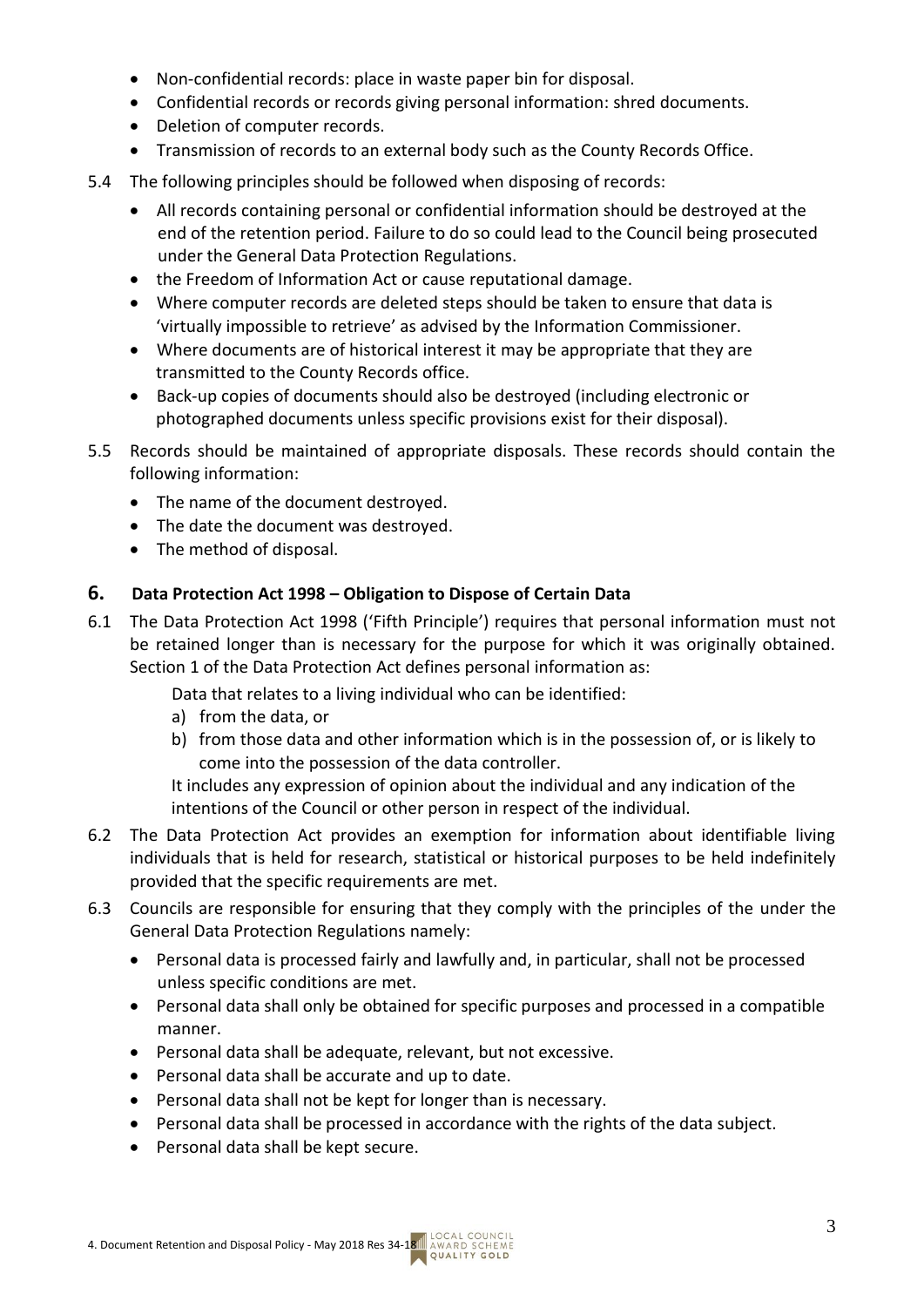- Non-confidential records: place in waste paper bin for disposal.
- Confidential records or records giving personal information: shred documents.
- Deletion of computer records.
- Transmission of records to an external body such as the County Records Office.

5.4 The following principles should be followed when disposing of records:

- All records containing personal or confidential information should be destroyed at the end of the retention period. Failure to do so could lead to the Council being prosecuted under the General Data Protection Regulations.
- the Freedom of Information Act or cause reputational damage.
- Where computer records are deleted steps should be taken to ensure that data is 'virtually impossible to retrieve' as advised by the Information Commissioner.
- Where documents are of historical interest it may be appropriate that they are transmitted to the County Records office.
- Back-up copies of documents should also be destroyed (including electronic or photographed documents unless specific provisions exist for their disposal).

5.5 Records should be maintained of appropriate disposals. These records should contain the following information:

- The name of the document destroyed.
- The date the document was destroyed.
- The method of disposal.

## 6. Data Protection Act 1998 – Obligation to Dispose of Certain Data

6.1 The Data Protection Act 1998 ('Fifth Principle') requires that personal information must not be retained longer than is necessary for the purpose for which it was originally obtained. Section 1 of the Data Protection Act defines personal information as:

Data that relates to a living individual who can be identified:

a) from the data, or
b) from those data and other information which is in the possession of, or is likely to come into the possession of the data controller.

It includes any expression of opinion about the individual and any indication of the intentions of the Council or other person in respect of the individual.

6.2 The Data Protection Act provides an exemption for information about identifiable living individuals that is held for research, statistical or historical purposes to be held indefinitely provided that the specific requirements are met.

6.3 Councils are responsible for ensuring that they comply with the principles of the under the General Data Protection Regulations namely:

- Personal data is processed fairly and lawfully and, in particular, shall not be processed unless specific conditions are met.
- Personal data shall only be obtained for specific purposes and processed in a compatible manner.
- Personal data shall be adequate, relevant, but not excessive.
- Personal data shall be accurate and up to date.
- Personal data shall not be kept for longer than is necessary.
- Personal data shall be processed in accordance with the rights of the data subject.
- Personal data shall be kept secure.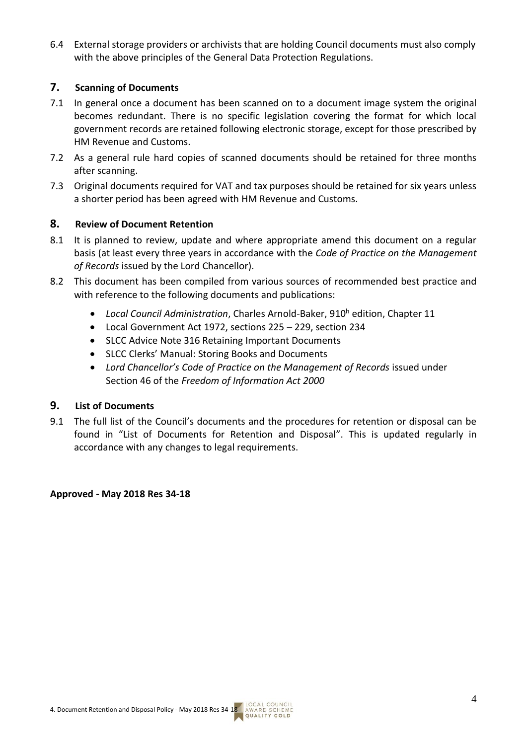6.4 External storage providers or archivists that are holding Council documents must also comply with the above principles of the General Data Protection Regulations.

## 7. Scanning of Documents

7.1 In general once a document has been scanned on to a document image system the original becomes redundant. There is no specific legislation covering the format for which local government records are retained following electronic storage, except for those prescribed by HM Revenue and Customs.

7.2 As a general rule hard copies of scanned documents should be retained for three months after scanning.

7.3 Original documents required for VAT and tax purposes should be retained for six years unless a shorter period has been agreed with HM Revenue and Customs.

## 8. Review of Document Retention

8.1 It is planned to review, update and where appropriate amend this document on a regular basis (at least every three years in accordance with the *Code of Practice on the Management of Records* issued by the Lord Chancellor).

8.2 This document has been compiled from various sources of recommended best practice and with reference to the following documents and publications:

- *Local Council Administration*, Charles Arnold-Baker, 910h edition, Chapter 11
- Local Government Act 1972, sections 225 – 229, section 234
- SLCC Advice Note 316 Retaining Important Documents
- SLCC Clerks' Manual: Storing Books and Documents
- *Lord Chancellor's Code of Practice on the Management of Records* issued under Section 46 of the *Freedom of Information Act 2000*

## 9. List of Documents

9.1 The full list of the Council's documents and the procedures for retention or disposal can be found in "List of Documents for Retention and Disposal". This is updated regularly in accordance with any changes to legal requirements.

**Approved - May 2018 Res 34-18**